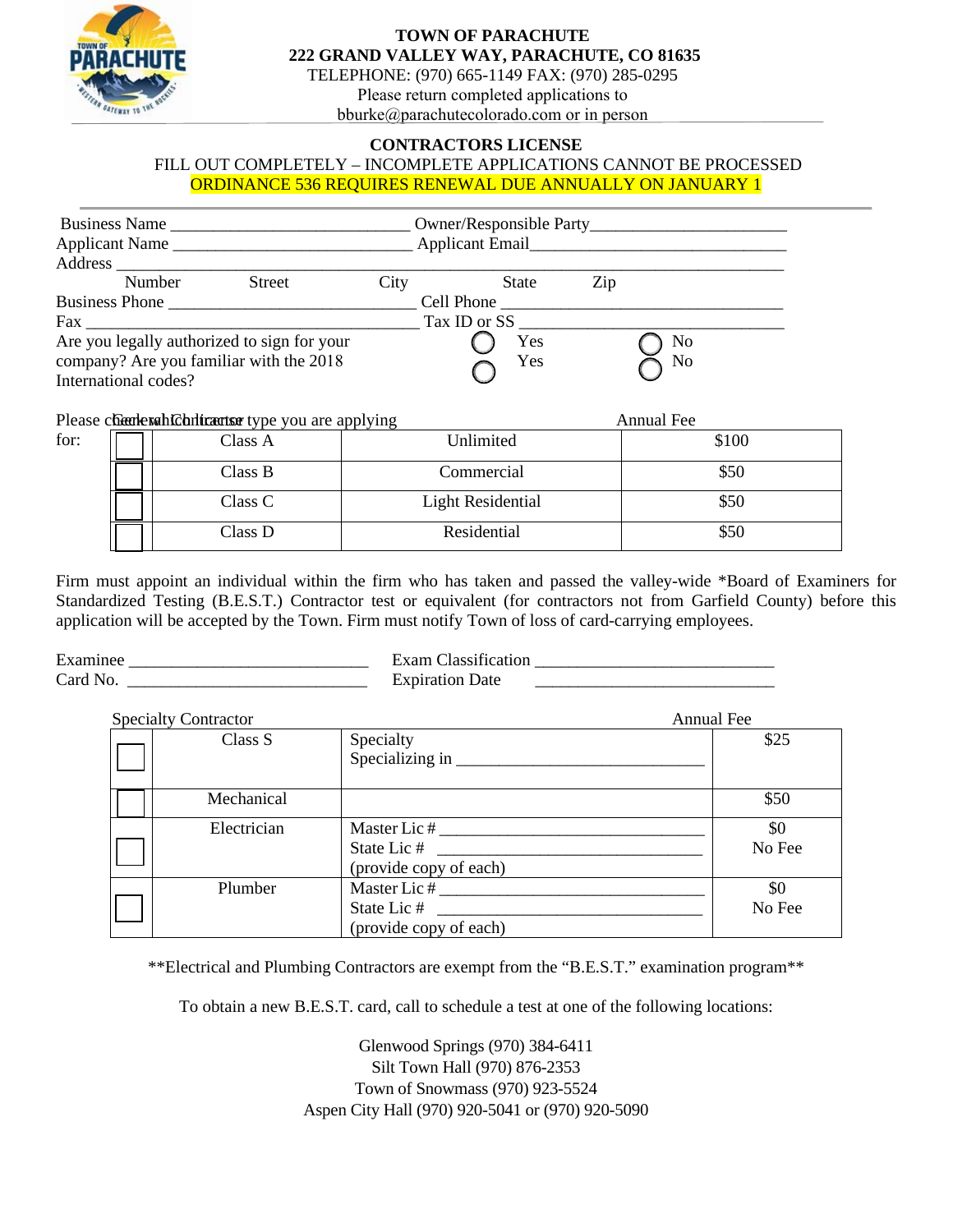**TOWN OF PARACHUTE**
**222 GRAND VALLEY WAY, PARACHUTE, CO 81635**
TELEPHONE: (970) 665-1149 FAX: (970) 285-0295
Please return completed applications to
bburke@parachutecolorado.com or in person

## CONTRACTORS LICENSE

FILL OUT COMPLETELY – INCOMPLETE APPLICATIONS CANNOT BE PROCESSED
ORDINANCE 536 REQUIRES RENEWAL DUE ANNUALLY ON JANUARY 1

Business Name ____________________________ Owner/Responsible Party______________________
Applicant Name ____________________________ Applicant Email____________________________
Address _______________________________________________________________________________
Number Street City State Zip
Business Phone _____________________________ Cell Phone _______________________________
Fax ______________________________________ Tax ID or SS _____________________________
Are you legally authorized to sign for your company? ◯ Yes ◯ No
Are you familiar with the 2018 International codes? ◯ Yes ◯ No

Please check which license type you are applying for:

General Contractor

| | Class | Type | Annual Fee |
|---|---|---|---|
| ☐ | Class A | Unlimited | $100 |
| ☐ | Class B | Commercial | $50 |
| ☐ | Class C | Light Residential | $50 |
| ☐ | Class D | Residential | $50 |

Firm must appoint an individual within the firm who has taken and passed the valley-wide *Board of Examiners for Standardized Testing (B.E.S.T.) Contractor test or equivalent (for contractors not from Garfield County) before this application will be accepted by the Town. Firm must notify Town of loss of card-carrying employees.

Examiner ___________________________ Exam Classification ___________________________
Card No. ___________________________ Expiration Date ___________________________

Specialty Contractor

| | Class | Details | Annual Fee |
|---|---|---|---|
| ☐ | Class S | Specialty<br>Specializing in ____________________________ | $25 |
| ☐ | Mechanical | | $50 |
| ☐ | Electrician | Master Lic # ______________________________<br>State Lic # ______________________________<br>(provide copy of each) | $0<br>No Fee |
| ☐ | Plumber | Master Lic # ______________________________<br>State Lic # ______________________________<br>(provide copy of each) | $0<br>No Fee |

**Electrical and Plumbing Contractors are exempt from the "B.E.S.T." examination program**

To obtain a new B.E.S.T. card, call to schedule a test at one of the following locations:

Glenwood Springs (970) 384-6411
Silt Town Hall (970) 876-2353
Town of Snowmass (970) 923-5524
Aspen City Hall (970) 920-5041 or (970) 920-5090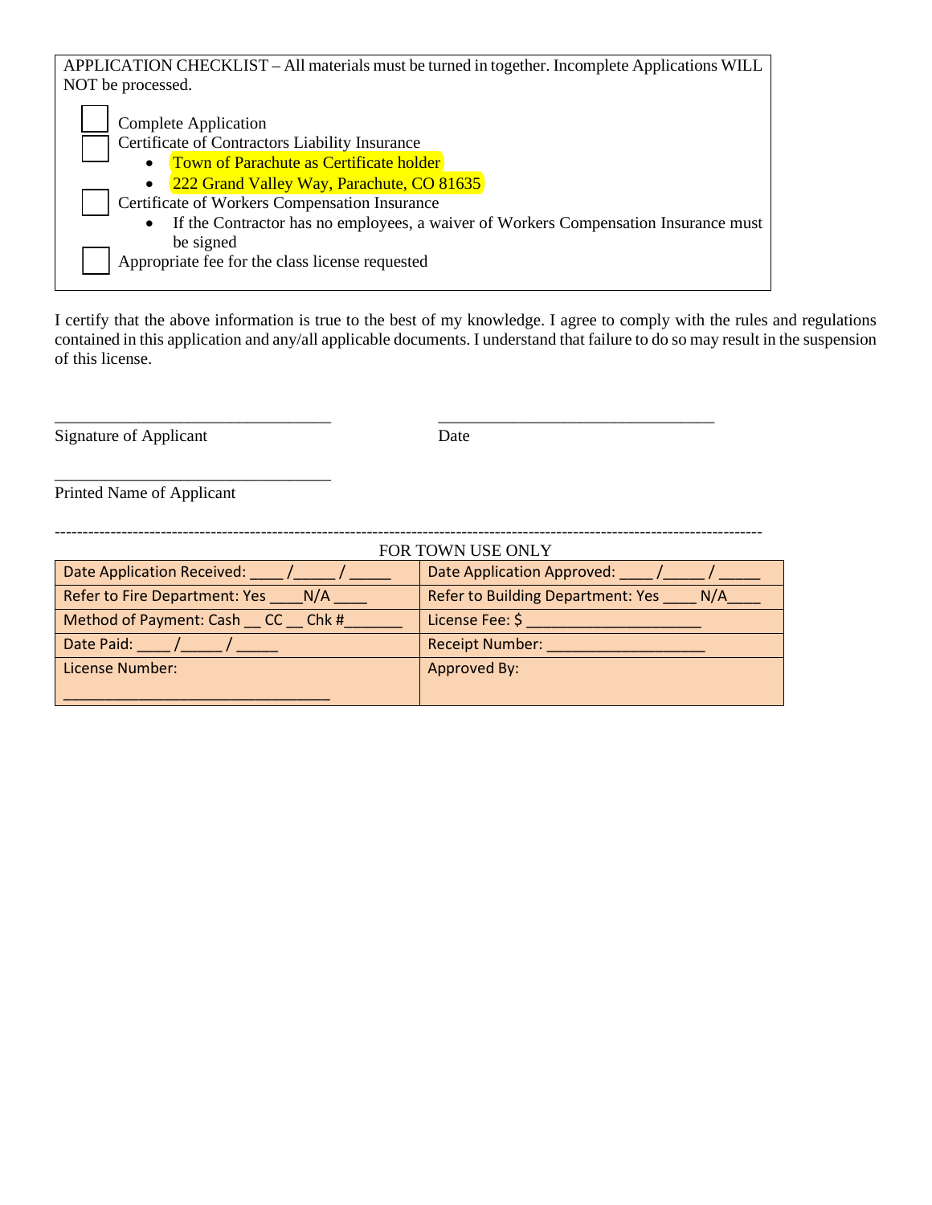APPLICATION CHECKLIST – All materials must be turned in together. Incomplete Applications WILL NOT be processed.

- ☐ Complete Application
- ☐ Certificate of Contractors Liability Insurance
  - Town of Parachute as Certificate holder
  - 222 Grand Valley Way, Parachute, CO 81635
- ☐ Certificate of Workers Compensation Insurance
  - If the Contractor has no employees, a waiver of Workers Compensation Insurance must be signed
- ☐ Appropriate fee for the class license requested

I certify that the above information is true to the best of my knowledge. I agree to comply with the rules and regulations contained in this application and any/all applicable documents. I understand that failure to do so may result in the suspension of this license.

\_\_\_\_\_\_\_\_\_\_\_\_\_\_\_\_\_\_\_\_\_\_\_\_\_\_\_\_\_\_\_\_\_\_ \_\_\_\_\_\_\_\_\_\_\_\_\_\_\_\_\_\_\_\_\_\_\_\_\_\_\_\_\_\_\_\_\_\_

Signature of Applicant Date

\_\_\_\_\_\_\_\_\_\_\_\_\_\_\_\_\_\_\_\_\_\_\_\_\_\_\_\_\_\_\_\_\_\_

Printed Name of Applicant

---

FOR TOWN USE ONLY

| | |
|---|---|
| Date Application Received: \_\_\_\_ /\_\_\_\_\_ / \_\_\_\_\_ | Date Application Approved: \_\_\_\_ /\_\_\_\_\_ / \_\_\_\_\_ |
| Refer to Fire Department: Yes \_\_\_\_N/A \_\_\_\_ | Refer to Building Department: Yes \_\_\_\_ N/A\_\_\_\_ |
| Method of Payment: Cash \_\_ CC \_\_ Chk #\_\_\_\_\_\_\_ | License Fee: $ \_\_\_\_\_\_\_\_\_\_\_\_\_\_\_\_\_\_\_\_\_ |
| Date Paid: \_\_\_\_ /\_\_\_\_\_ / \_\_\_\_\_ | Receipt Number: \_\_\_\_\_\_\_\_\_\_\_\_\_\_\_\_\_\_\_ |
| License Number: \_\_\_\_\_\_\_\_\_\_\_\_\_\_\_\_\_\_\_\_\_\_\_\_\_\_\_\_\_\_\_\_\_ | Approved By: |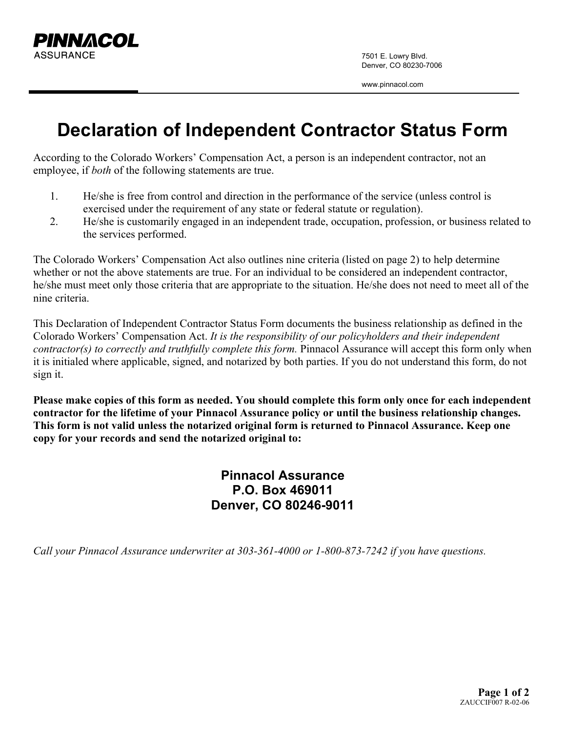**PINNACOL**
ASSURANCE

7501 E. Lowry Blvd.
Denver, CO 80230-7006

www.pinnacol.com

# Declaration of Independent Contractor Status Form

According to the Colorado Workers' Compensation Act, a person is an independent contractor, not an employee, if *both* of the following statements are true.

1. He/she is free from control and direction in the performance of the service (unless control is exercised under the requirement of any state or federal statute or regulation).
2. He/she is customarily engaged in an independent trade, occupation, profession, or business related to the services performed.

The Colorado Workers' Compensation Act also outlines nine criteria (listed on page 2) to help determine whether or not the above statements are true. For an individual to be considered an independent contractor, he/she must meet only those criteria that are appropriate to the situation. He/she does not need to meet all of the nine criteria.

This Declaration of Independent Contractor Status Form documents the business relationship as defined in the Colorado Workers' Compensation Act. *It is the responsibility of our policyholders and their independent contractor(s) to correctly and truthfully complete this form.* Pinnacol Assurance will accept this form only when it is initialed where applicable, signed, and notarized by both parties. If you do not understand this form, do not sign it.

**Please make copies of this form as needed. You should complete this form only once for each independent contractor for the lifetime of your Pinnacol Assurance policy or until the business relationship changes. This form is not valid unless the notarized original form is returned to Pinnacol Assurance. Keep one copy for your records and send the notarized original to:**

**Pinnacol Assurance**
**P.O. Box 469011**
**Denver, CO 80246-9011**

*Call your Pinnacol Assurance underwriter at 303-361-4000 or 1-800-873-7242 if you have questions.*

ZAUCCIF007 R-02-06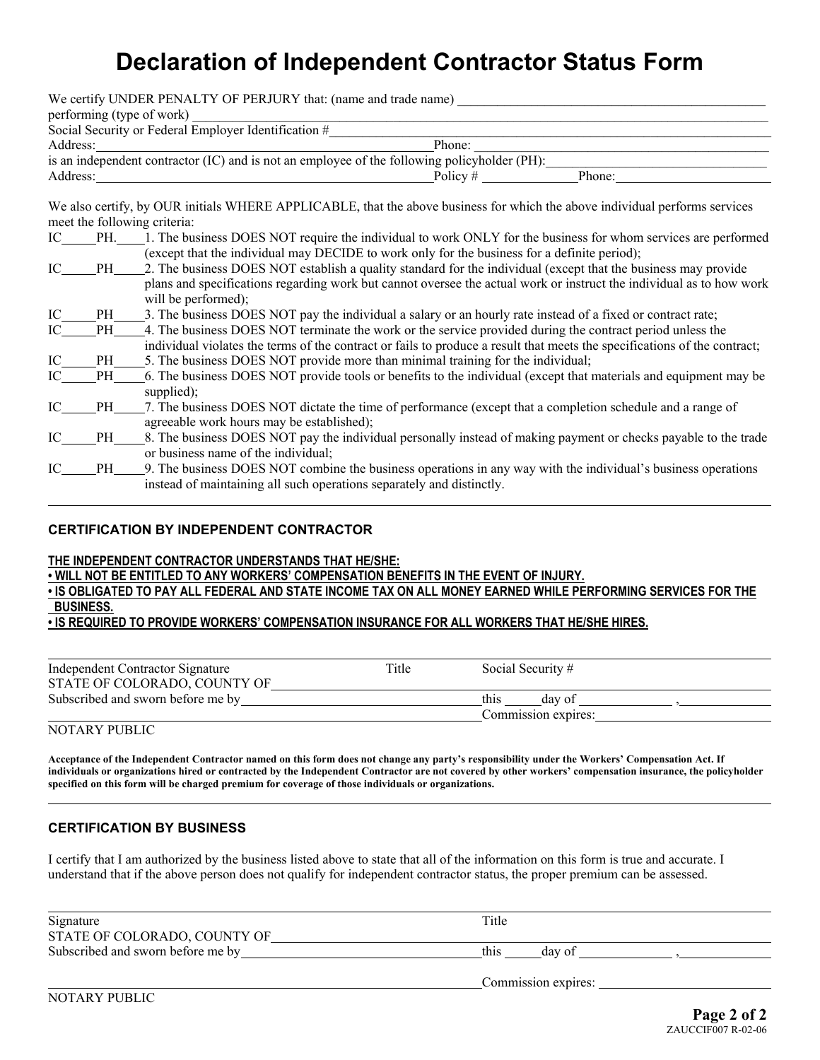# Declaration of Independent Contractor Status Form

We certify UNDER PENALTY OF PERJURY that: (name and trade name) ______________________________

performing (type of work) ______________________________

Social Security or Federal Employer Identification #______________________________

Address: ______________________________ Phone: ______________________________

is an independent contractor (IC) and is not an employee of the following policyholder (PH): ______________________________

Address: ______________________________ Policy # ______________ Phone: ______________

We also certify, by OUR initials WHERE APPLICABLE, that the above business for which the above individual performs services meet the following criteria:

IC_____PH._____1. The business DOES NOT require the individual to work ONLY for the business for whom services are performed (except that the individual may DECIDE to work only for the business for a definite period);

IC_____PH_____2. The business DOES NOT establish a quality standard for the individual (except that the business may provide plans and specifications regarding work but cannot oversee the actual work or instruct the individual as to how work will be performed);

IC_____PH_____3. The business DOES NOT pay the individual a salary or an hourly rate instead of a fixed or contract rate;

IC_____PH_____4. The business DOES NOT terminate the work or the service provided during the contract period unless the individual violates the terms of the contract or fails to produce a result that meets the specifications of the contract;

IC_____PH_____5. The business DOES NOT provide more than minimal training for the individual;

IC_____PH_____6. The business DOES NOT provide tools or benefits to the individual (except that materials and equipment may be supplied);

IC_____PH_____7. The business DOES NOT dictate the time of performance (except that a completion schedule and a range of agreeable work hours may be established);

IC_____PH_____8. The business DOES NOT pay the individual personally instead of making payment or checks payable to the trade or business name of the individual;

IC_____PH_____9. The business DOES NOT combine the business operations in any way with the individual's business operations instead of maintaining all such operations separately and distinctly.

---

### CERTIFICATION BY INDEPENDENT CONTRACTOR

**THE INDEPENDENT CONTRACTOR UNDERSTANDS THAT HE/SHE:**

- **WILL NOT BE ENTITLED TO ANY WORKERS' COMPENSATION BENEFITS IN THE EVENT OF INJURY.**
- **IS OBLIGATED TO PAY ALL FEDERAL AND STATE INCOME TAX ON ALL MONEY EARNED WHILE PERFORMING SERVICES FOR THE BUSINESS.**
- **IS REQUIRED TO PROVIDE WORKERS' COMPENSATION INSURANCE FOR ALL WORKERS THAT HE/SHE HIRES.**

______________________________

Independent Contractor Signature Title Social Security #

STATE OF COLORADO, COUNTY OF ______________________________

Subscribed and sworn before me by ______________________________ this _____ day of ______________ , ______________

______________________________ Commission expires: ______________________________

NOTARY PUBLIC

**Acceptance of the Independent Contractor named on this form does not change any party's responsibility under the Workers' Compensation Act. If individuals or organizations hired or contracted by the Independent Contractor are not covered by other workers' compensation insurance, the policyholder specified on this form will be charged premium for coverage of those individuals or organizations.**

---

### CERTIFICATION BY BUSINESS

I certify that I am authorized by the business listed above to state that all of the information on this form is true and accurate. I understand that if the above person does not qualify for independent contractor status, the proper premium can be assessed.

______________________________

Signature Title

STATE OF COLORADO, COUNTY OF ______________________________

Subscribed and sworn before me by ______________________________ this _____ day of ______________ , ______________

______________________________ Commission expires: ______________________________

NOTARY PUBLIC

ZAUCCIF007 R-02-06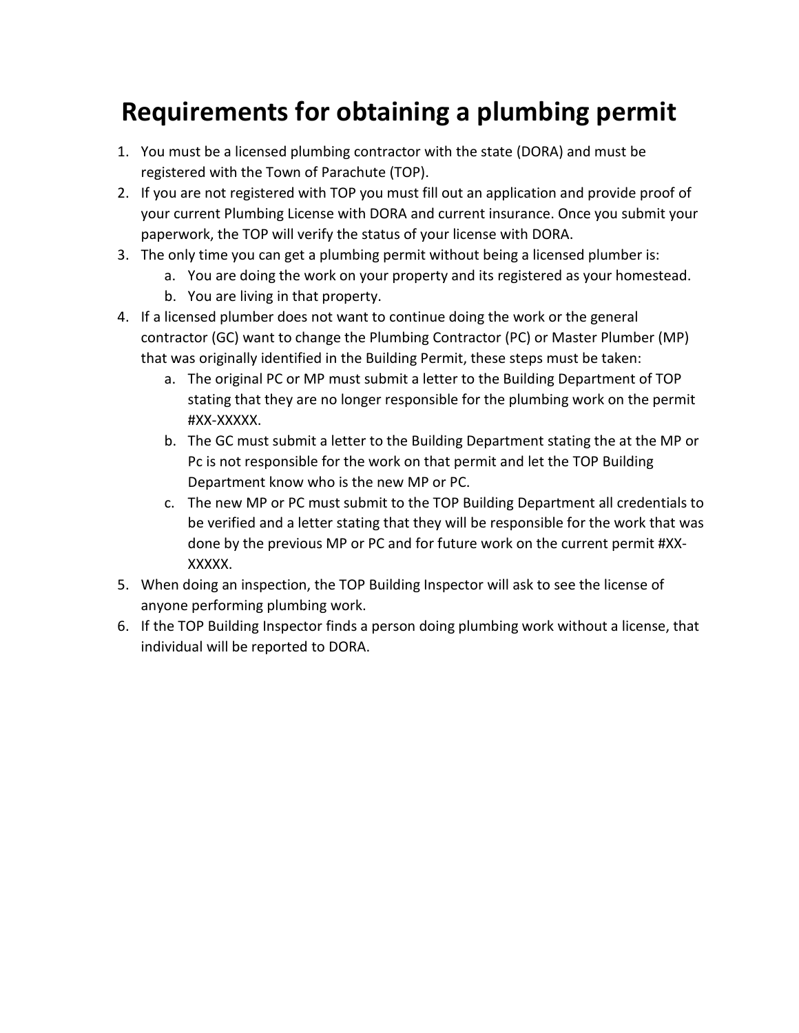# Requirements for obtaining a plumbing permit

1. You must be a licensed plumbing contractor with the state (DORA) and must be registered with the Town of Parachute (TOP).
2. If you are not registered with TOP you must fill out an application and provide proof of your current Plumbing License with DORA and current insurance. Once you submit your paperwork, the TOP will verify the status of your license with DORA.
3. The only time you can get a plumbing permit without being a licensed plumber is:
   a. You are doing the work on your property and its registered as your homestead.
   b. You are living in that property.
4. If a licensed plumber does not want to continue doing the work or the general contractor (GC) want to change the Plumbing Contractor (PC) or Master Plumber (MP) that was originally identified in the Building Permit, these steps must be taken:
   a. The original PC or MP must submit a letter to the Building Department of TOP stating that they are no longer responsible for the plumbing work on the permit #XX-XXXXX.
   b. The GC must submit a letter to the Building Department stating the at the MP or Pc is not responsible for the work on that permit and let the TOP Building Department know who is the new MP or PC.
   c. The new MP or PC must submit to the TOP Building Department all credentials to be verified and a letter stating that they will be responsible for the work that was done by the previous MP or PC and for future work on the current permit #XX-XXXXX.
5. When doing an inspection, the TOP Building Inspector will ask to see the license of anyone performing plumbing work.
6. If the TOP Building Inspector finds a person doing plumbing work without a license, that individual will be reported to DORA.